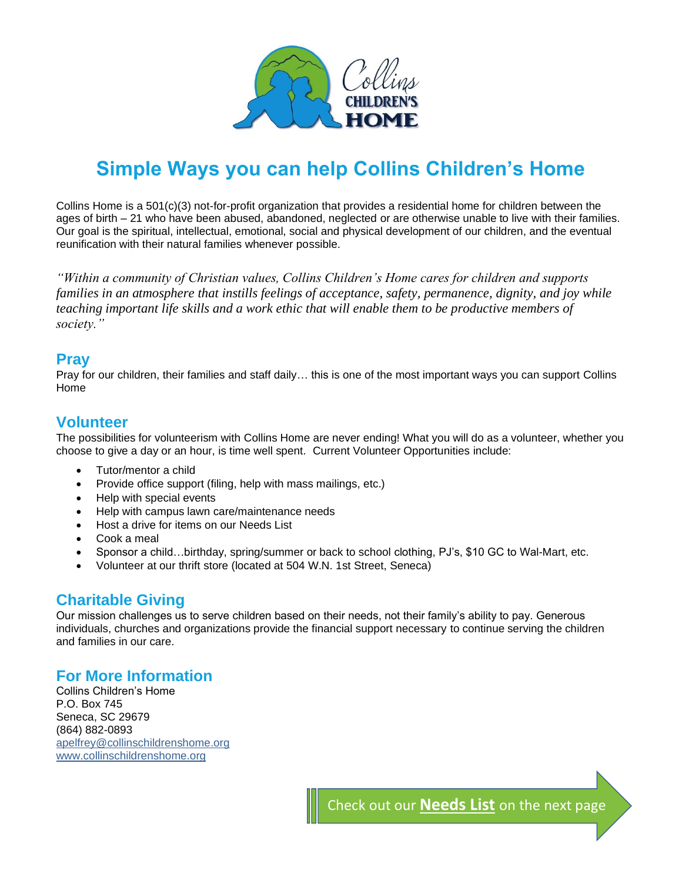Collins CHILDREN'S HOME

# Simple Ways you can help Collins Children's Home

Collins Home is a 501(c)(3) not-for-profit organization that provides a residential home for children between the ages of birth – 21 who have been abused, abandoned, neglected or are otherwise unable to live with their families. Our goal is the spiritual, intellectual, emotional, social and physical development of our children, and the eventual reunification with their natural families whenever possible.

*"Within a community of Christian values, Collins Children's Home cares for children and supports families in an atmosphere that instills feelings of acceptance, safety, permanence, dignity, and joy while teaching important life skills and a work ethic that will enable them to be productive members of society."*

## Pray

Pray for our children, their families and staff daily… this is one of the most important ways you can support Collins Home

## Volunteer

The possibilities for volunteerism with Collins Home are never ending! What you will do as a volunteer, whether you choose to give a day or an hour, is time well spent. Current Volunteer Opportunities include:

- Tutor/mentor a child
- Provide office support (filing, help with mass mailings, etc.)
- Help with special events
- Help with campus lawn care/maintenance needs
- Host a drive for items on our Needs List
- Cook a meal
- Sponsor a child…birthday, spring/summer or back to school clothing, PJ's, $10 GC to Wal-Mart, etc.
- Volunteer at our thrift store (located at 504 W.N. 1st Street, Seneca)

## Charitable Giving

Our mission challenges us to serve children based on their needs, not their family's ability to pay. Generous individuals, churches and organizations provide the financial support necessary to continue serving the children and families in our care.

## For More Information

Collins Children's Home
P.O. Box 745
Seneca, SC 29679
(864) 882-0893
apelfrey@collinschildrenshome.org
www.collinschildrenshome.org

Check out our **Needs List** on the next page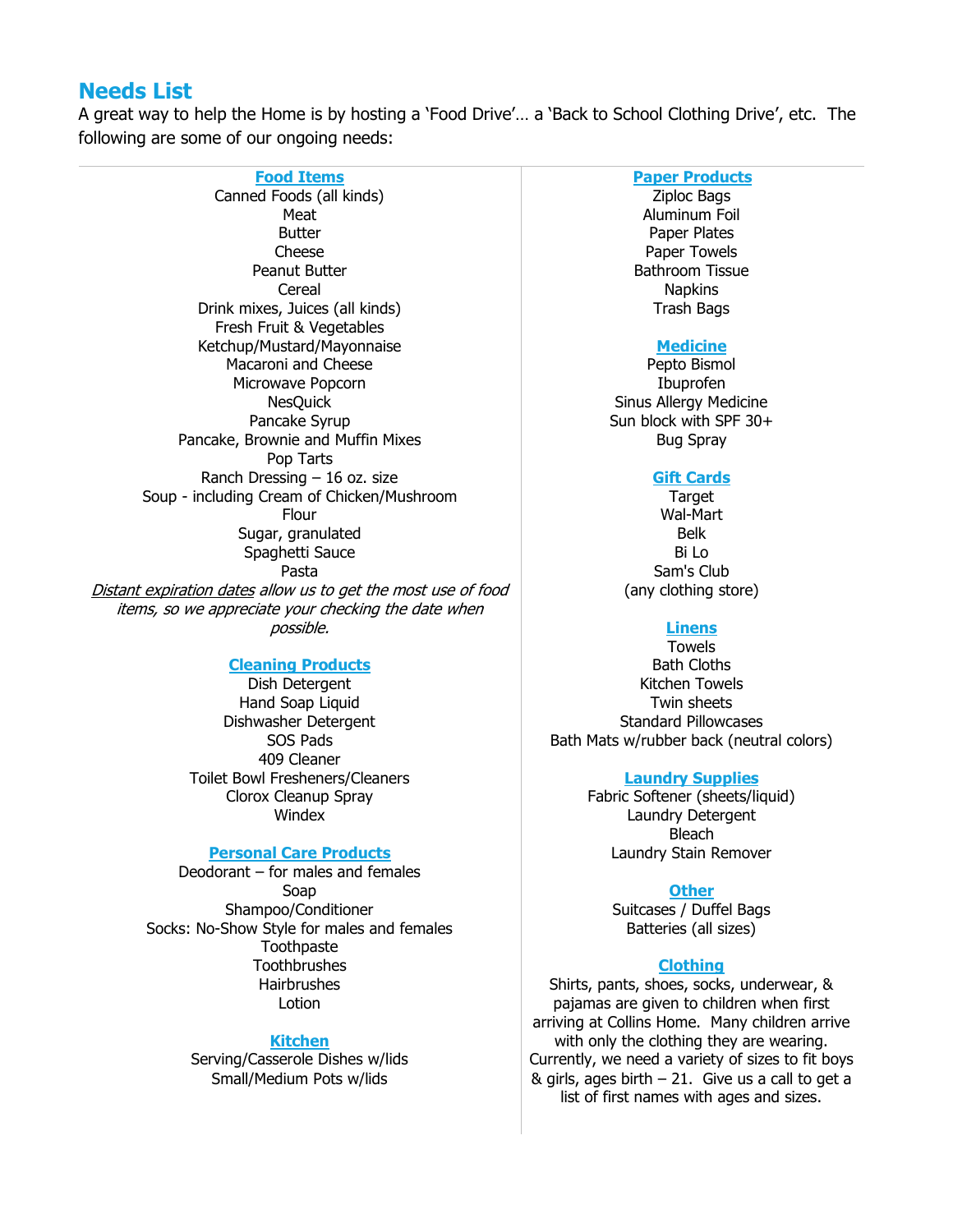## Needs List

A great way to help the Home is by hosting a 'Food Drive'… a 'Back to School Clothing Drive', etc. The following are some of our ongoing needs:

### Food Items

Canned Foods (all kinds)
Meat
Butter
Cheese
Peanut Butter
Cereal
Drink mixes, Juices (all kinds)
Fresh Fruit & Vegetables
Ketchup/Mustard/Mayonnaise
Macaroni and Cheese
Microwave Popcorn
NesQuick
Pancake Syrup
Pancake, Brownie and Muffin Mixes
Pop Tarts
Ranch Dressing – 16 oz. size
Soup - including Cream of Chicken/Mushroom
Flour
Sugar, granulated
Spaghetti Sauce
Pasta

*Distant expiration dates allow us to get the most use of food items, so we appreciate your checking the date when possible.*

### Cleaning Products

Dish Detergent
Hand Soap Liquid
Dishwasher Detergent
SOS Pads
409 Cleaner
Toilet Bowl Fresheners/Cleaners
Clorox Cleanup Spray
Windex

### Personal Care Products

Deodorant – for males and females
Soap
Shampoo/Conditioner
Socks: No-Show Style for males and females
Toothpaste
Toothbrushes
Hairbrushes
Lotion

### Kitchen

Serving/Casserole Dishes w/lids
Small/Medium Pots w/lids

### Paper Products

Ziploc Bags
Aluminum Foil
Paper Plates
Paper Towels
Bathroom Tissue
Napkins
Trash Bags

### Medicine

Pepto Bismol
Ibuprofen
Sinus Allergy Medicine
Sun block with SPF 30+
Bug Spray

### Gift Cards

Target
Wal-Mart
Belk
Bi Lo
Sam's Club
(any clothing store)

### Linens

Towels
Bath Cloths
Kitchen Towels
Twin sheets
Standard Pillowcases
Bath Mats w/rubber back (neutral colors)

### Laundry Supplies

Fabric Softener (sheets/liquid)
Laundry Detergent
Bleach
Laundry Stain Remover

### Other

Suitcases / Duffel Bags
Batteries (all sizes)

### Clothing

Shirts, pants, shoes, socks, underwear, & pajamas are given to children when first arriving at Collins Home. Many children arrive with only the clothing they are wearing. Currently, we need a variety of sizes to fit boys & girls, ages birth – 21. Give us a call to get a list of first names with ages and sizes.